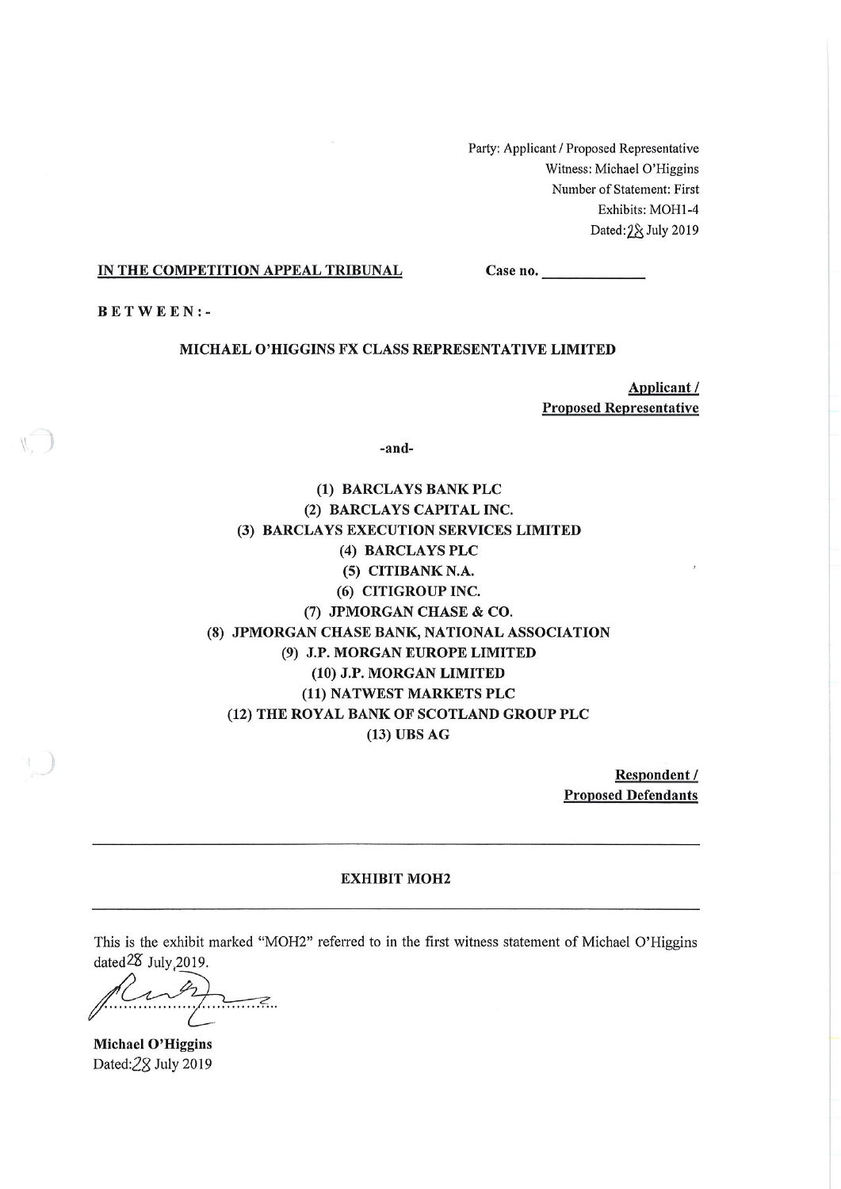Party: Applicant / Proposed Representative
Witness: Michael O'Higgins
Number of Statement: First
Exhibits: MOH1-4
Dated: 28 July 2019

**IN THE COMPETITION APPEAL TRIBUNAL** **Case no. _____________**

**BETWEEN:-**

**MICHAEL O'HIGGINS FX CLASS REPRESENTATIVE LIMITED**

**Applicant / Proposed Representative**

**-and-**

**(1) BARCLAYS BANK PLC**
**(2) BARCLAYS CAPITAL INC.**
**(3) BARCLAYS EXECUTION SERVICES LIMITED**
**(4) BARCLAYS PLC**
**(5) CITIBANK N.A.**
**(6) CITIGROUP INC.**
**(7) JPMORGAN CHASE & CO.**
**(8) JPMORGAN CHASE BANK, NATIONAL ASSOCIATION**
**(9) J.P. MORGAN EUROPE LIMITED**
**(10) J.P. MORGAN LIMITED**
**(11) NATWEST MARKETS PLC**
**(12) THE ROYAL BANK OF SCOTLAND GROUP PLC**
**(13) UBS AG**

**Respondent / Proposed Defendants**

---

**EXHIBIT MOH2**

---

This is the exhibit marked "MOH2" referred to in the first witness statement of Michael O'Higgins dated 28 July 2019.

..................................................

**Michael O'Higgins**
Dated: 28 July 2019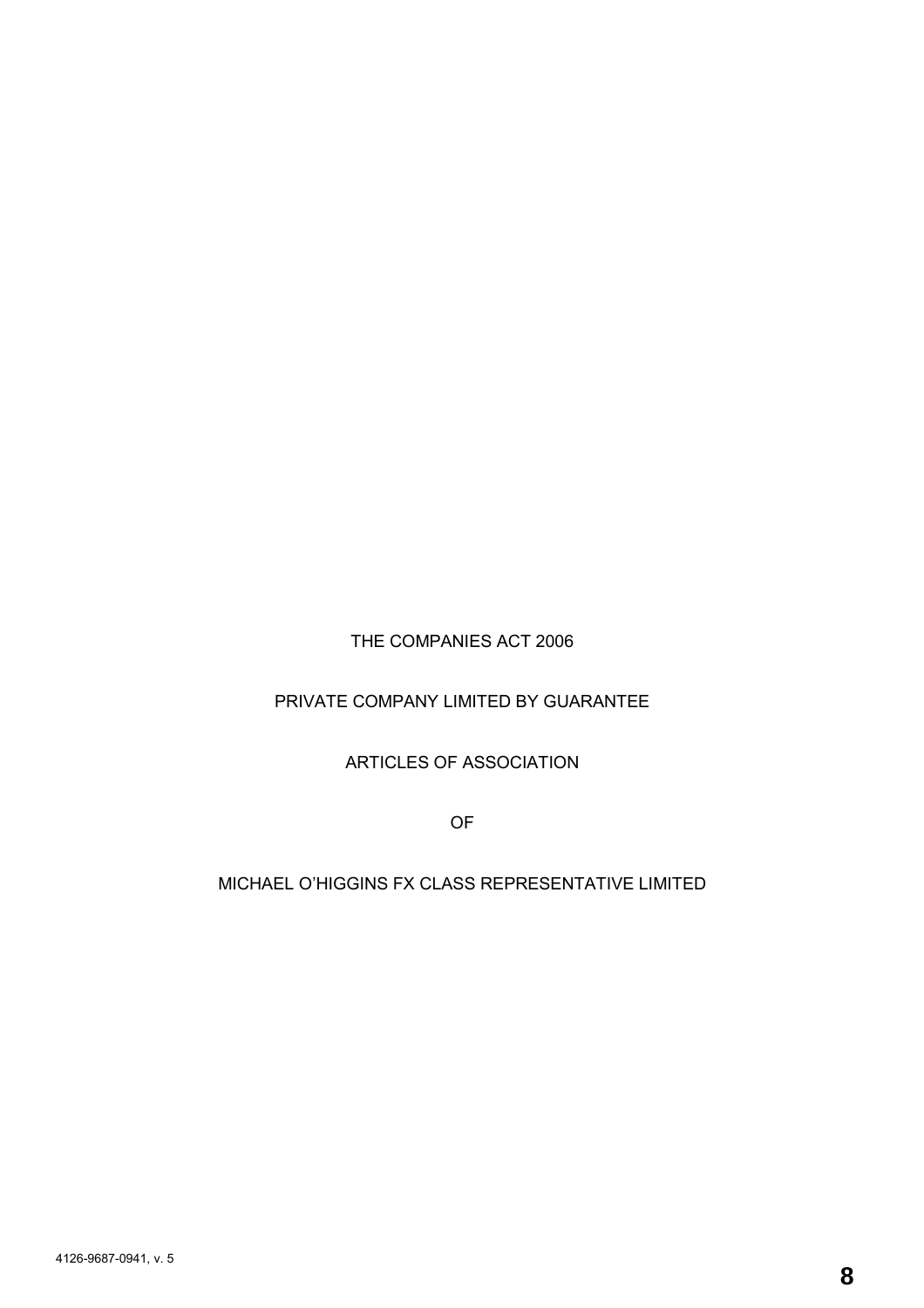THE COMPANIES ACT 2006

PRIVATE COMPANY LIMITED BY GUARANTEE

ARTICLES OF ASSOCIATION

OF

MICHAEL O'HIGGINS FX CLASS REPRESENTATIVE LIMITED

4126-9687-0941, v. 5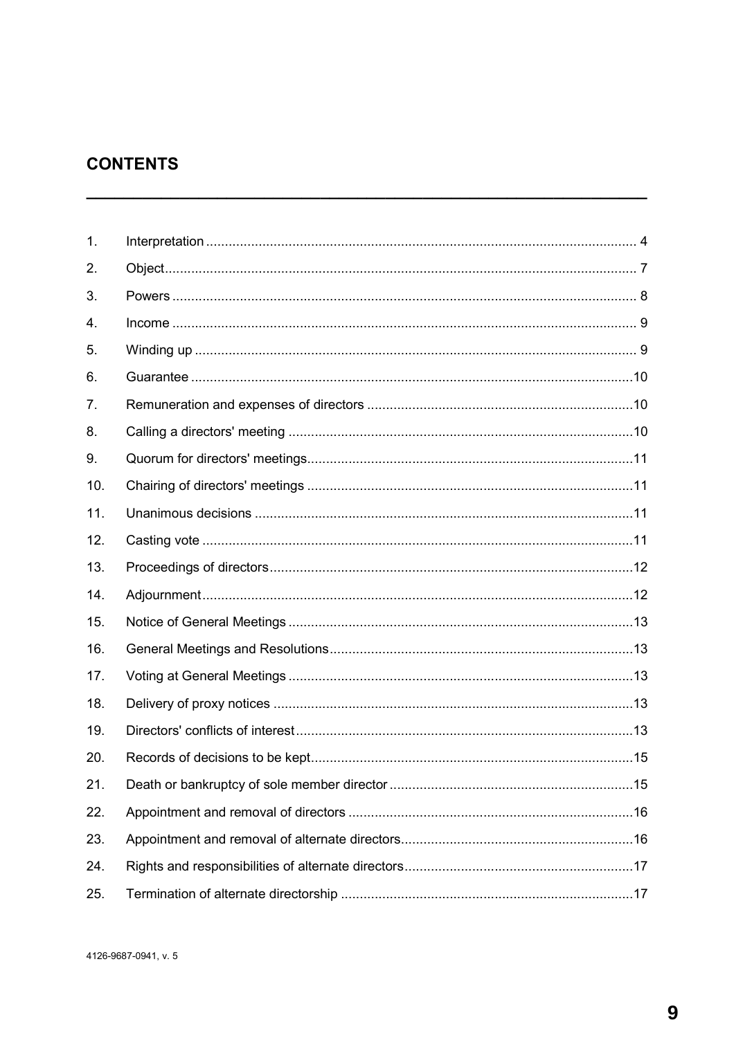## CONTENTS

---

| | | |
|---|---|---|
| 1. | Interpretation | 4 |
| 2. | Object | 7 |
| 3. | Powers | 8 |
| 4. | Income | 9 |
| 5. | Winding up | 9 |
| 6. | Guarantee | 10 |
| 7. | Remuneration and expenses of directors | 10 |
| 8. | Calling a directors' meeting | 10 |
| 9. | Quorum for directors' meetings | 11 |
| 10. | Chairing of directors' meetings | 11 |
| 11. | Unanimous decisions | 11 |
| 12. | Casting vote | 11 |
| 13. | Proceedings of directors | 12 |
| 14. | Adjournment | 12 |
| 15. | Notice of General Meetings | 13 |
| 16. | General Meetings and Resolutions | 13 |
| 17. | Voting at General Meetings | 13 |
| 18. | Delivery of proxy notices | 13 |
| 19. | Directors' conflicts of interest | 13 |
| 20. | Records of decisions to be kept | 15 |
| 21. | Death or bankruptcy of sole member director | 15 |
| 22. | Appointment and removal of directors | 16 |
| 23. | Appointment and removal of alternate directors | 16 |
| 24. | Rights and responsibilities of alternate directors | 17 |
| 25. | Termination of alternate directorship | 17 |

4126-9687-0941, v. 5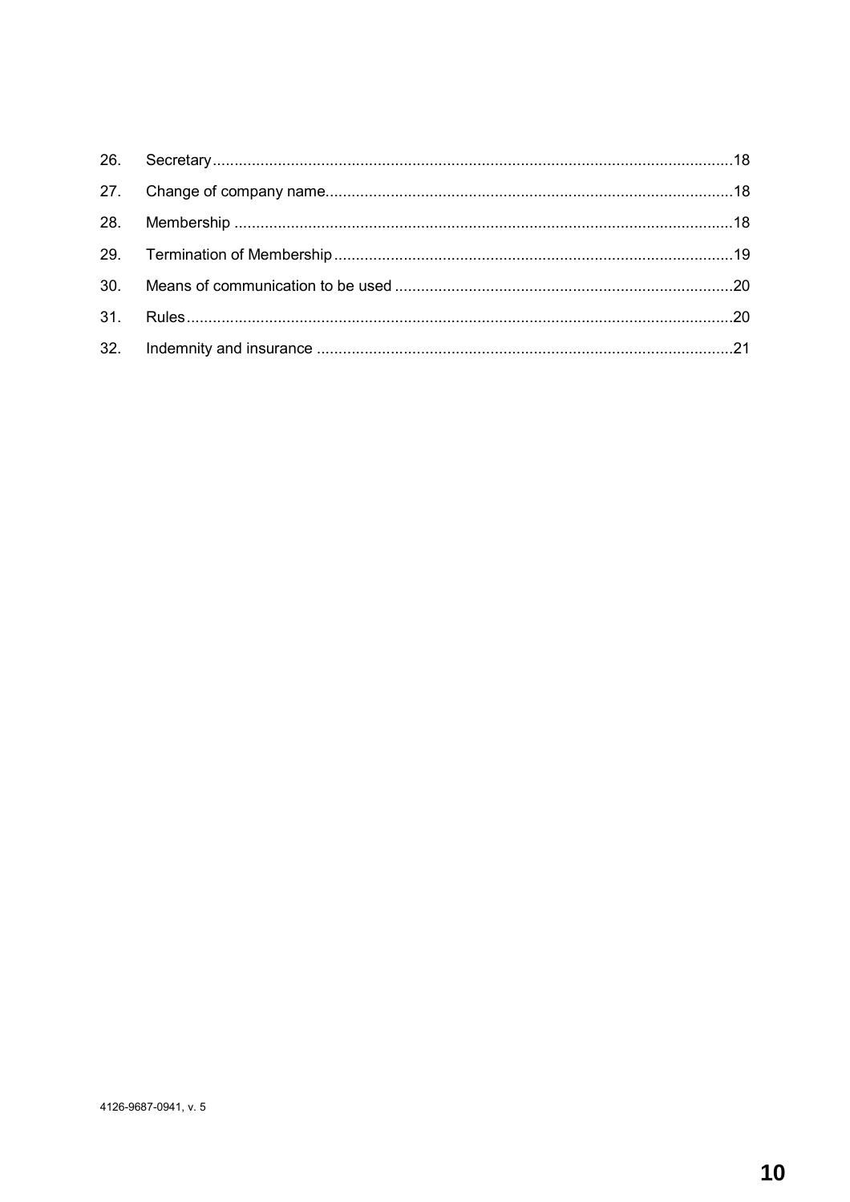| | | |
|---|---|---|
| 26. | Secretary | 18 |
| 27. | Change of company name | 18 |
| 28. | Membership | 18 |
| 29. | Termination of Membership | 19 |
| 30. | Means of communication to be used | 20 |
| 31. | Rules | 20 |
| 32. | Indemnity and insurance | 21 |

4126-9687-0941, v. 5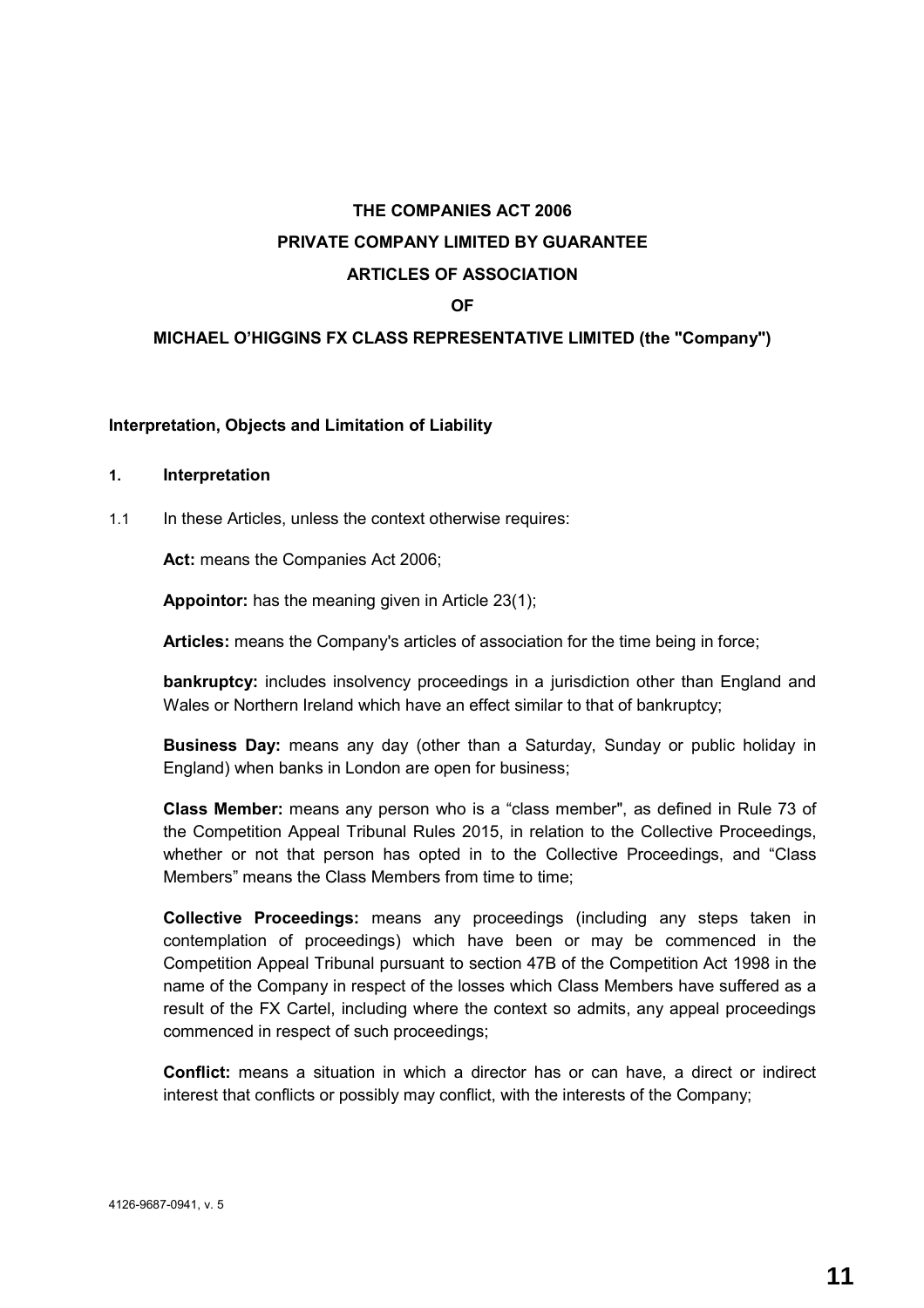**THE COMPANIES ACT 2006**

**PRIVATE COMPANY LIMITED BY GUARANTEE**

**ARTICLES OF ASSOCIATION**

**OF**

**MICHAEL O'HIGGINS FX CLASS REPRESENTATIVE LIMITED (the "Company")**

**Interpretation, Objects and Limitation of Liability**

**1. Interpretation**

1.1 In these Articles, unless the context otherwise requires:

**Act:** means the Companies Act 2006;

**Appointor:** has the meaning given in Article 23(1);

**Articles:** means the Company's articles of association for the time being in force;

**bankruptcy:** includes insolvency proceedings in a jurisdiction other than England and Wales or Northern Ireland which have an effect similar to that of bankruptcy;

**Business Day:** means any day (other than a Saturday, Sunday or public holiday in England) when banks in London are open for business;

**Class Member:** means any person who is a "class member", as defined in Rule 73 of the Competition Appeal Tribunal Rules 2015, in relation to the Collective Proceedings, whether or not that person has opted in to the Collective Proceedings, and "Class Members" means the Class Members from time to time;

**Collective Proceedings:** means any proceedings (including any steps taken in contemplation of proceedings) which have been or may be commenced in the Competition Appeal Tribunal pursuant to section 47B of the Competition Act 1998 in the name of the Company in respect of the losses which Class Members have suffered as a result of the FX Cartel, including where the context so admits, any appeal proceedings commenced in respect of such proceedings;

**Conflict:** means a situation in which a director has or can have, a direct or indirect interest that conflicts or possibly may conflict, with the interests of the Company;

4126-9687-0941, v. 5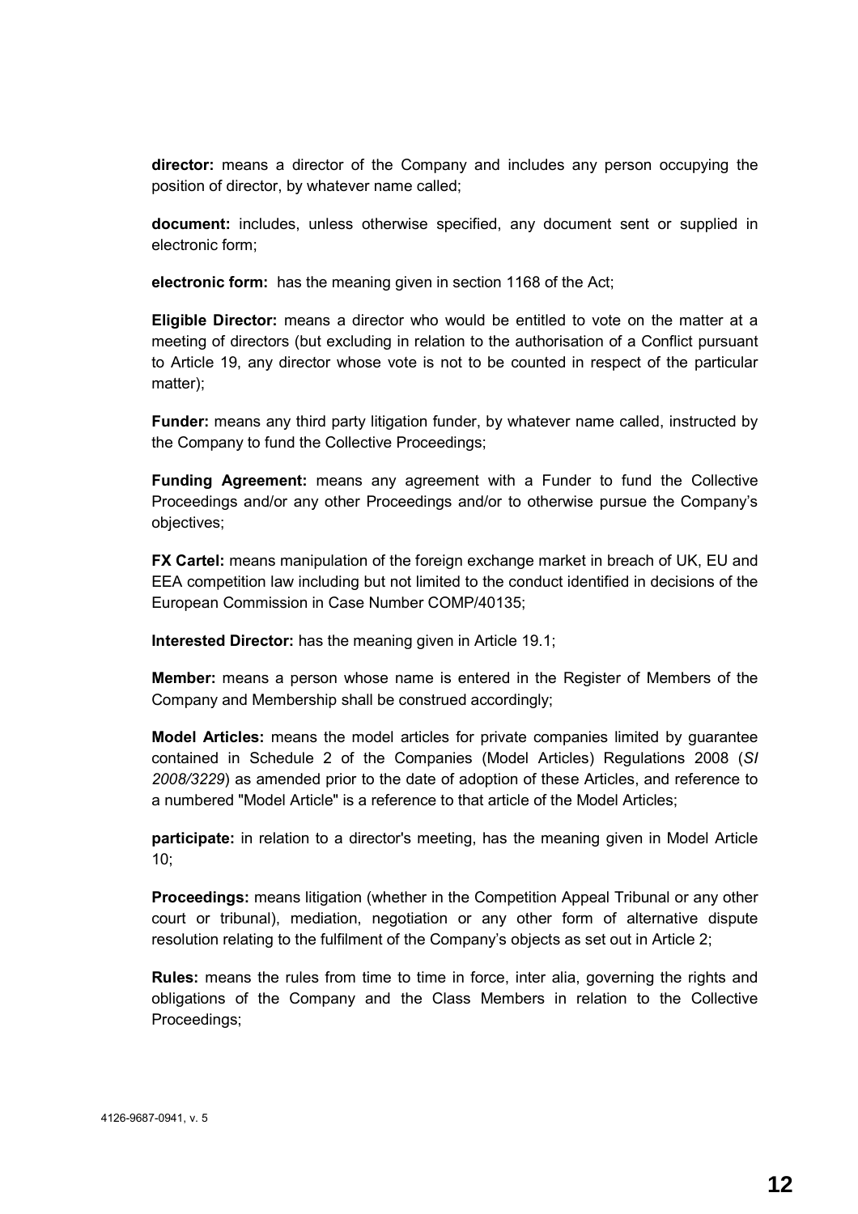**director:** means a director of the Company and includes any person occupying the position of director, by whatever name called;

**document:** includes, unless otherwise specified, any document sent or supplied in electronic form;

**electronic form:** has the meaning given in section 1168 of the Act;

**Eligible Director:** means a director who would be entitled to vote on the matter at a meeting of directors (but excluding in relation to the authorisation of a Conflict pursuant to Article 19, any director whose vote is not to be counted in respect of the particular matter);

**Funder:** means any third party litigation funder, by whatever name called, instructed by the Company to fund the Collective Proceedings;

**Funding Agreement:** means any agreement with a Funder to fund the Collective Proceedings and/or any other Proceedings and/or to otherwise pursue the Company's objectives;

**FX Cartel:** means manipulation of the foreign exchange market in breach of UK, EU and EEA competition law including but not limited to the conduct identified in decisions of the European Commission in Case Number COMP/40135;

**Interested Director:** has the meaning given in Article 19.1;

**Member:** means a person whose name is entered in the Register of Members of the Company and Membership shall be construed accordingly;

**Model Articles:** means the model articles for private companies limited by guarantee contained in Schedule 2 of the Companies (Model Articles) Regulations 2008 (*SI 2008/3229*) as amended prior to the date of adoption of these Articles, and reference to a numbered "Model Article" is a reference to that article of the Model Articles;

**participate:** in relation to a director's meeting, has the meaning given in Model Article 10;

**Proceedings:** means litigation (whether in the Competition Appeal Tribunal or any other court or tribunal), mediation, negotiation or any other form of alternative dispute resolution relating to the fulfilment of the Company's objects as set out in Article 2;

**Rules:** means the rules from time to time in force, inter alia, governing the rights and obligations of the Company and the Class Members in relation to the Collective Proceedings;

4126-9687-0941, v. 5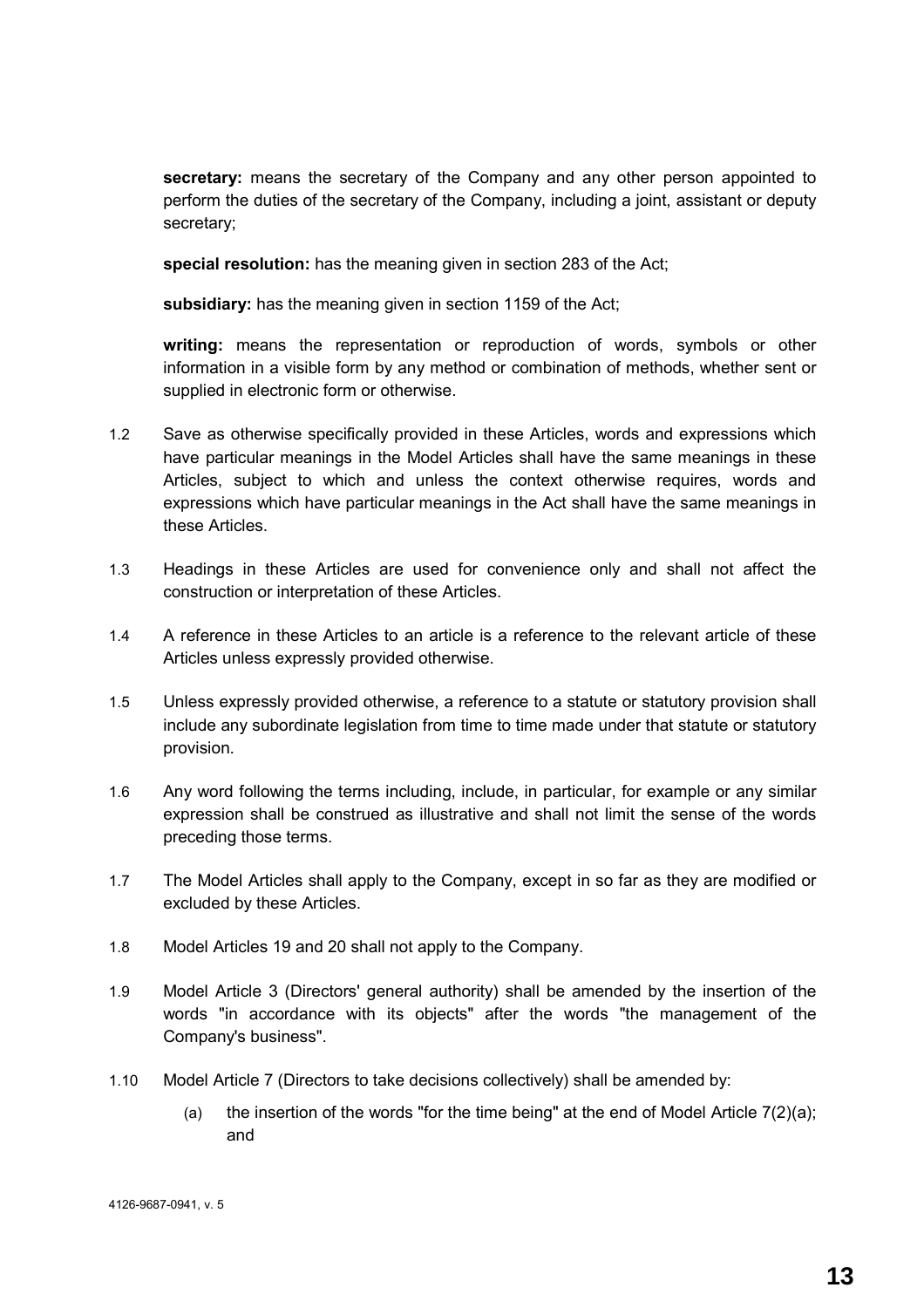**secretary:** means the secretary of the Company and any other person appointed to perform the duties of the secretary of the Company, including a joint, assistant or deputy secretary;

**special resolution:** has the meaning given in section 283 of the Act;

**subsidiary:** has the meaning given in section 1159 of the Act;

**writing:** means the representation or reproduction of words, symbols or other information in a visible form by any method or combination of methods, whether sent or supplied in electronic form or otherwise.

1.2 Save as otherwise specifically provided in these Articles, words and expressions which have particular meanings in the Model Articles shall have the same meanings in these Articles, subject to which and unless the context otherwise requires, words and expressions which have particular meanings in the Act shall have the same meanings in these Articles.

1.3 Headings in these Articles are used for convenience only and shall not affect the construction or interpretation of these Articles.

1.4 A reference in these Articles to an article is a reference to the relevant article of these Articles unless expressly provided otherwise.

1.5 Unless expressly provided otherwise, a reference to a statute or statutory provision shall include any subordinate legislation from time to time made under that statute or statutory provision.

1.6 Any word following the terms including, include, in particular, for example or any similar expression shall be construed as illustrative and shall not limit the sense of the words preceding those terms.

1.7 The Model Articles shall apply to the Company, except in so far as they are modified or excluded by these Articles.

1.8 Model Articles 19 and 20 shall not apply to the Company.

1.9 Model Article 3 (Directors' general authority) shall be amended by the insertion of the words "in accordance with its objects" after the words "the management of the Company's business".

1.10 Model Article 7 (Directors to take decisions collectively) shall be amended by:

   (a) the insertion of the words "for the time being" at the end of Model Article 7(2)(a); and

4126-9687-0941, v. 5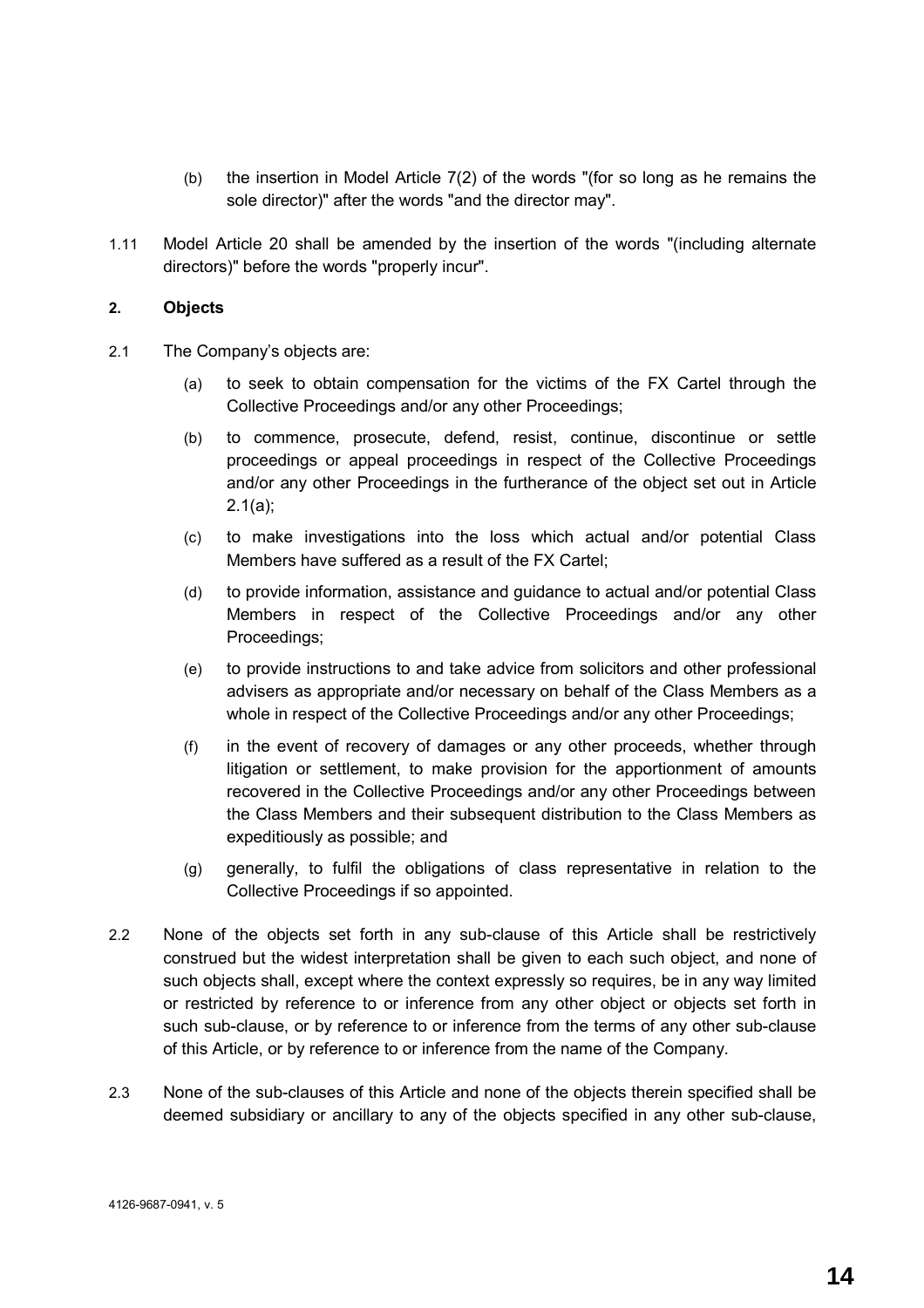(b) the insertion in Model Article 7(2) of the words "(for so long as he remains the sole director)" after the words "and the director may".

1.11 Model Article 20 shall be amended by the insertion of the words "(including alternate directors)" before the words "properly incur".

## 2. Objects

2.1 The Company's objects are:

(a) to seek to obtain compensation for the victims of the FX Cartel through the Collective Proceedings and/or any other Proceedings;

(b) to commence, prosecute, defend, resist, continue, discontinue or settle proceedings or appeal proceedings in respect of the Collective Proceedings and/or any other Proceedings in the furtherance of the object set out in Article 2.1(a);

(c) to make investigations into the loss which actual and/or potential Class Members have suffered as a result of the FX Cartel;

(d) to provide information, assistance and guidance to actual and/or potential Class Members in respect of the Collective Proceedings and/or any other Proceedings;

(e) to provide instructions to and take advice from solicitors and other professional advisers as appropriate and/or necessary on behalf of the Class Members as a whole in respect of the Collective Proceedings and/or any other Proceedings;

(f) in the event of recovery of damages or any other proceeds, whether through litigation or settlement, to make provision for the apportionment of amounts recovered in the Collective Proceedings and/or any other Proceedings between the Class Members and their subsequent distribution to the Class Members as expeditiously as possible; and

(g) generally, to fulfil the obligations of class representative in relation to the Collective Proceedings if so appointed.

2.2 None of the objects set forth in any sub-clause of this Article shall be restrictively construed but the widest interpretation shall be given to each such object, and none of such objects shall, except where the context expressly so requires, be in any way limited or restricted by reference to or inference from any other object or objects set forth in such sub-clause, or by reference to or inference from the terms of any other sub-clause of this Article, or by reference to or inference from the name of the Company.

2.3 None of the sub-clauses of this Article and none of the objects therein specified shall be deemed subsidiary or ancillary to any of the objects specified in any other sub-clause,

4126-9687-0941, v. 5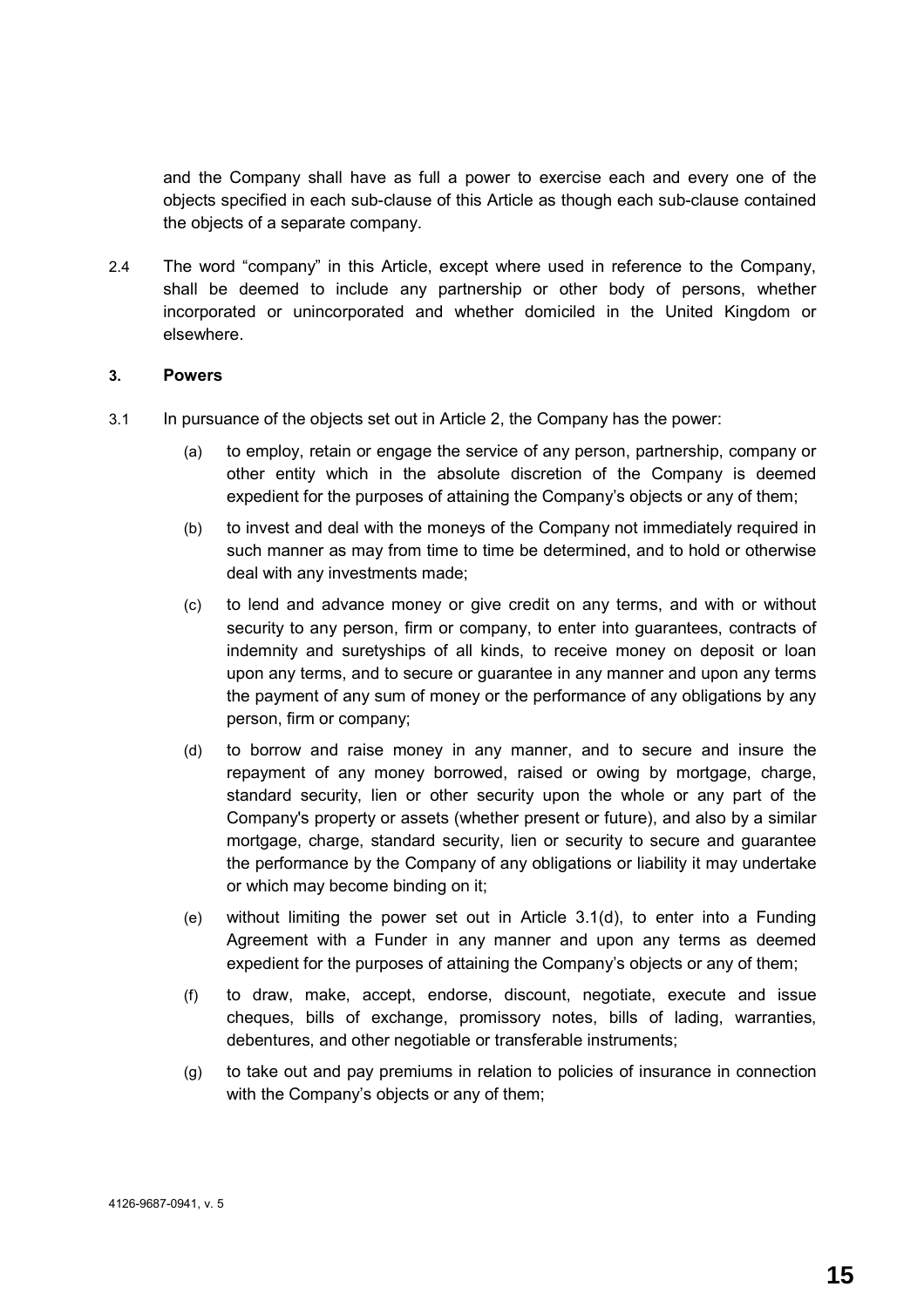and the Company shall have as full a power to exercise each and every one of the objects specified in each sub-clause of this Article as though each sub-clause contained the objects of a separate company.

2.4 The word "company" in this Article, except where used in reference to the Company, shall be deemed to include any partnership or other body of persons, whether incorporated or unincorporated and whether domiciled in the United Kingdom or elsewhere.

**3. Powers**

3.1 In pursuance of the objects set out in Article 2, the Company has the power:

(a) to employ, retain or engage the service of any person, partnership, company or other entity which in the absolute discretion of the Company is deemed expedient for the purposes of attaining the Company's objects or any of them;

(b) to invest and deal with the moneys of the Company not immediately required in such manner as may from time to time be determined, and to hold or otherwise deal with any investments made;

(c) to lend and advance money or give credit on any terms, and with or without security to any person, firm or company, to enter into guarantees, contracts of indemnity and suretyships of all kinds, to receive money on deposit or loan upon any terms, and to secure or guarantee in any manner and upon any terms the payment of any sum of money or the performance of any obligations by any person, firm or company;

(d) to borrow and raise money in any manner, and to secure and insure the repayment of any money borrowed, raised or owing by mortgage, charge, standard security, lien or other security upon the whole or any part of the Company's property or assets (whether present or future), and also by a similar mortgage, charge, standard security, lien or security to secure and guarantee the performance by the Company of any obligations or liability it may undertake or which may become binding on it;

(e) without limiting the power set out in Article 3.1(d), to enter into a Funding Agreement with a Funder in any manner and upon any terms as deemed expedient for the purposes of attaining the Company's objects or any of them;

(f) to draw, make, accept, endorse, discount, negotiate, execute and issue cheques, bills of exchange, promissory notes, bills of lading, warranties, debentures, and other negotiable or transferable instruments;

(g) to take out and pay premiums in relation to policies of insurance in connection with the Company's objects or any of them;

4126-9687-0941, v. 5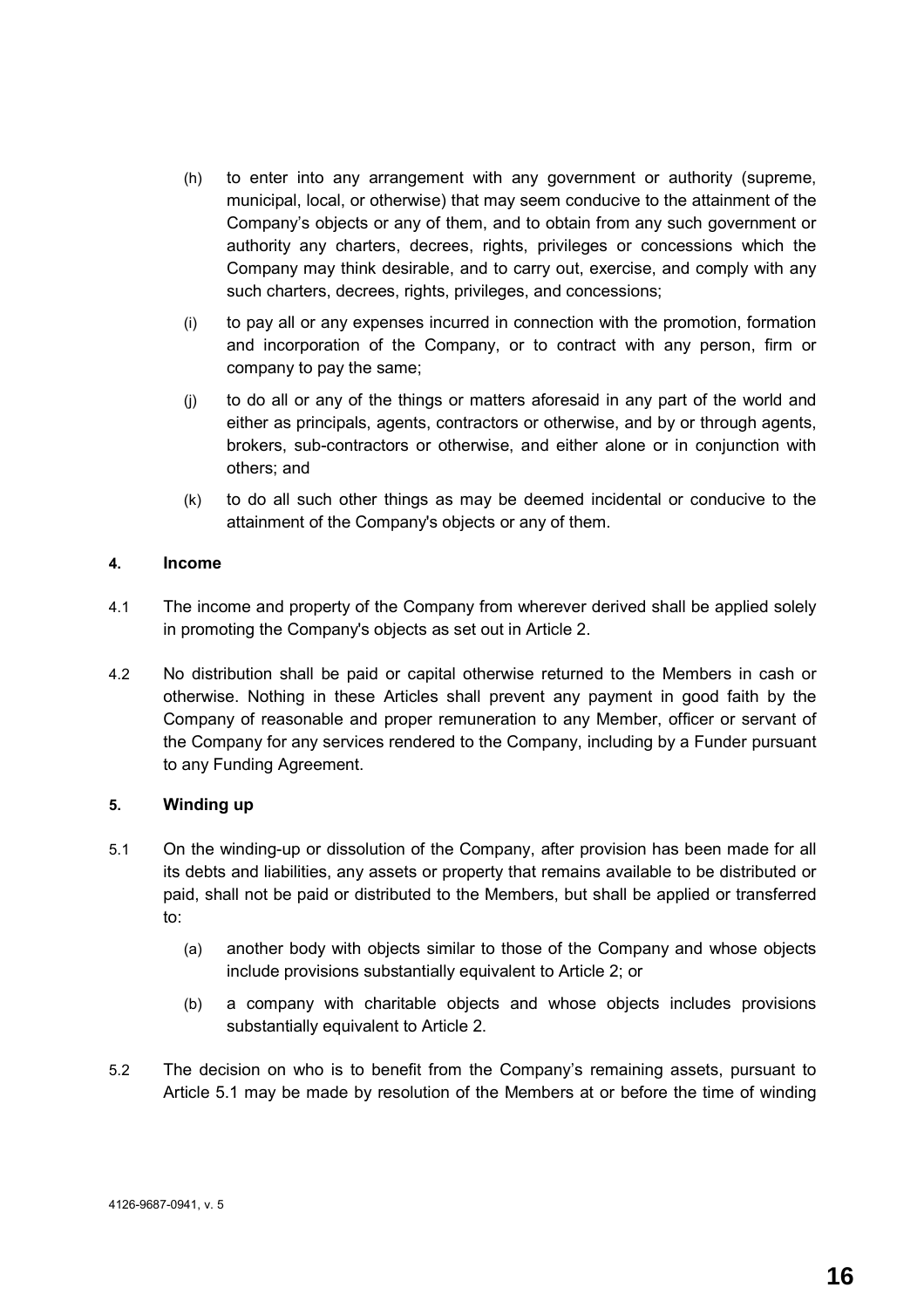(h) to enter into any arrangement with any government or authority (supreme, municipal, local, or otherwise) that may seem conducive to the attainment of the Company's objects or any of them, and to obtain from any such government or authority any charters, decrees, rights, privileges or concessions which the Company may think desirable, and to carry out, exercise, and comply with any such charters, decrees, rights, privileges, and concessions;

(i) to pay all or any expenses incurred in connection with the promotion, formation and incorporation of the Company, or to contract with any person, firm or company to pay the same;

(j) to do all or any of the things or matters aforesaid in any part of the world and either as principals, agents, contractors or otherwise, and by or through agents, brokers, sub-contractors or otherwise, and either alone or in conjunction with others; and

(k) to do all such other things as may be deemed incidental or conducive to the attainment of the Company's objects or any of them.

**4. Income**

4.1 The income and property of the Company from wherever derived shall be applied solely in promoting the Company's objects as set out in Article 2.

4.2 No distribution shall be paid or capital otherwise returned to the Members in cash or otherwise. Nothing in these Articles shall prevent any payment in good faith by the Company of reasonable and proper remuneration to any Member, officer or servant of the Company for any services rendered to the Company, including by a Funder pursuant to any Funding Agreement.

**5. Winding up**

5.1 On the winding-up or dissolution of the Company, after provision has been made for all its debts and liabilities, any assets or property that remains available to be distributed or paid, shall not be paid or distributed to the Members, but shall be applied or transferred to:

(a) another body with objects similar to those of the Company and whose objects include provisions substantially equivalent to Article 2; or

(b) a company with charitable objects and whose objects includes provisions substantially equivalent to Article 2.

5.2 The decision on who is to benefit from the Company's remaining assets, pursuant to Article 5.1 may be made by resolution of the Members at or before the time of winding

4126-9687-0941, v. 5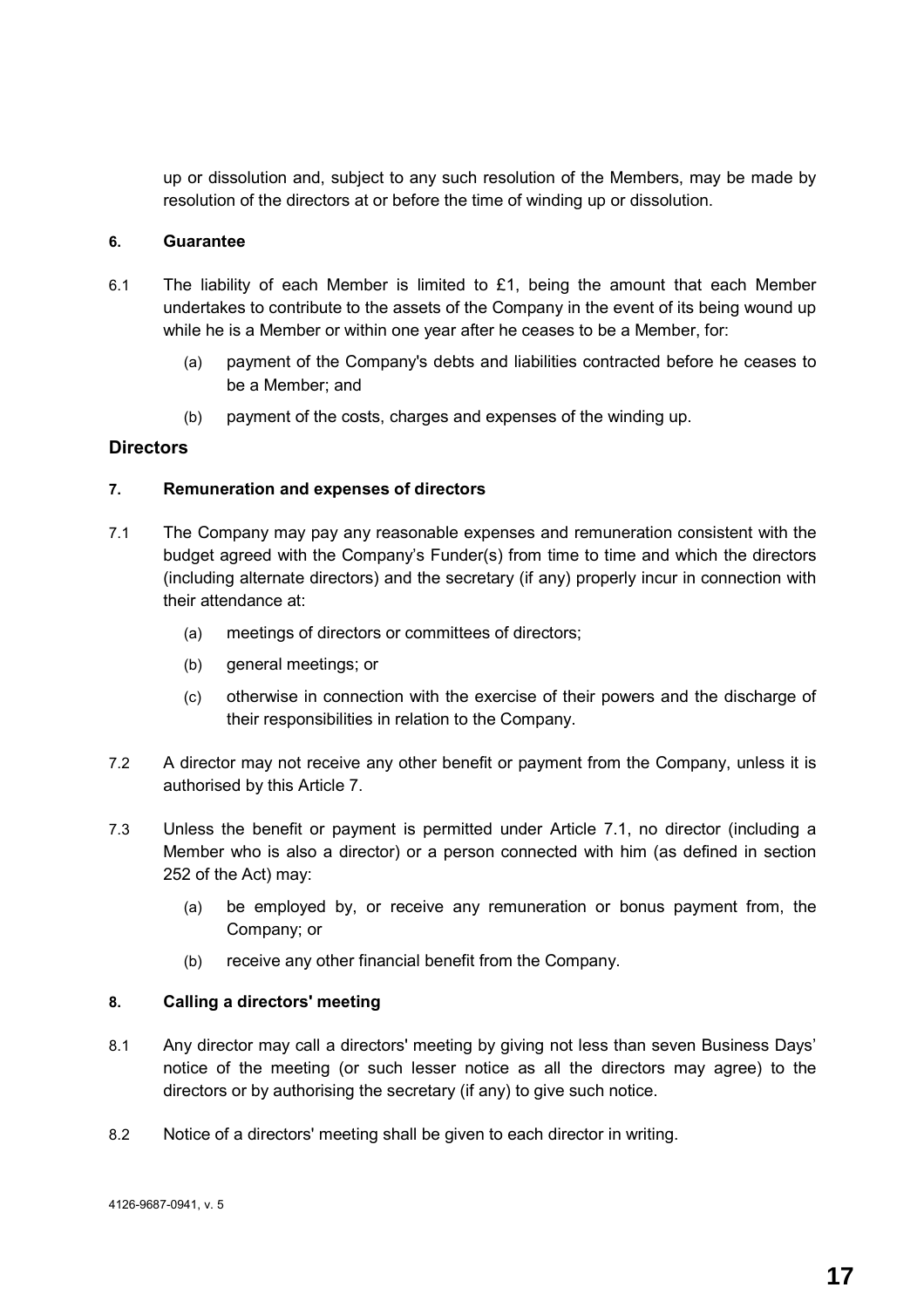up or dissolution and, subject to any such resolution of the Members, may be made by resolution of the directors at or before the time of winding up or dissolution.

#### 6. Guarantee

6.1 The liability of each Member is limited to £1, being the amount that each Member undertakes to contribute to the assets of the Company in the event of its being wound up while he is a Member or within one year after he ceases to be a Member, for:

(a) payment of the Company's debts and liabilities contracted before he ceases to be a Member; and

(b) payment of the costs, charges and expenses of the winding up.

### Directors

#### 7. Remuneration and expenses of directors

7.1 The Company may pay any reasonable expenses and remuneration consistent with the budget agreed with the Company's Funder(s) from time to time and which the directors (including alternate directors) and the secretary (if any) properly incur in connection with their attendance at:

(a) meetings of directors or committees of directors;

(b) general meetings; or

(c) otherwise in connection with the exercise of their powers and the discharge of their responsibilities in relation to the Company.

7.2 A director may not receive any other benefit or payment from the Company, unless it is authorised by this Article 7.

7.3 Unless the benefit or payment is permitted under Article 7.1, no director (including a Member who is also a director) or a person connected with him (as defined in section 252 of the Act) may:

(a) be employed by, or receive any remuneration or bonus payment from, the Company; or

(b) receive any other financial benefit from the Company.

#### 8. Calling a directors' meeting

8.1 Any director may call a directors' meeting by giving not less than seven Business Days' notice of the meeting (or such lesser notice as all the directors may agree) to the directors or by authorising the secretary (if any) to give such notice.

8.2 Notice of a directors' meeting shall be given to each director in writing.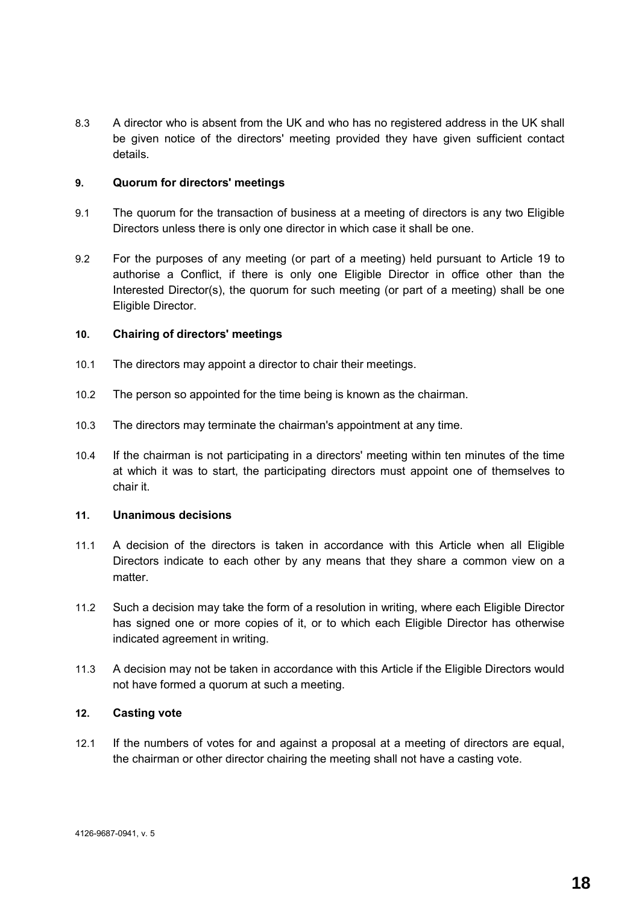8.3 A director who is absent from the UK and who has no registered address in the UK shall be given notice of the directors' meeting provided they have given sufficient contact details.

**9. Quorum for directors' meetings**

9.1 The quorum for the transaction of business at a meeting of directors is any two Eligible Directors unless there is only one director in which case it shall be one.

9.2 For the purposes of any meeting (or part of a meeting) held pursuant to Article 19 to authorise a Conflict, if there is only one Eligible Director in office other than the Interested Director(s), the quorum for such meeting (or part of a meeting) shall be one Eligible Director.

**10. Chairing of directors' meetings**

10.1 The directors may appoint a director to chair their meetings.

10.2 The person so appointed for the time being is known as the chairman.

10.3 The directors may terminate the chairman's appointment at any time.

10.4 If the chairman is not participating in a directors' meeting within ten minutes of the time at which it was to start, the participating directors must appoint one of themselves to chair it.

**11. Unanimous decisions**

11.1 A decision of the directors is taken in accordance with this Article when all Eligible Directors indicate to each other by any means that they share a common view on a matter.

11.2 Such a decision may take the form of a resolution in writing, where each Eligible Director has signed one or more copies of it, or to which each Eligible Director has otherwise indicated agreement in writing.

11.3 A decision may not be taken in accordance with this Article if the Eligible Directors would not have formed a quorum at such a meeting.

**12. Casting vote**

12.1 If the numbers of votes for and against a proposal at a meeting of directors are equal, the chairman or other director chairing the meeting shall not have a casting vote.

4126-9687-0941, v. 5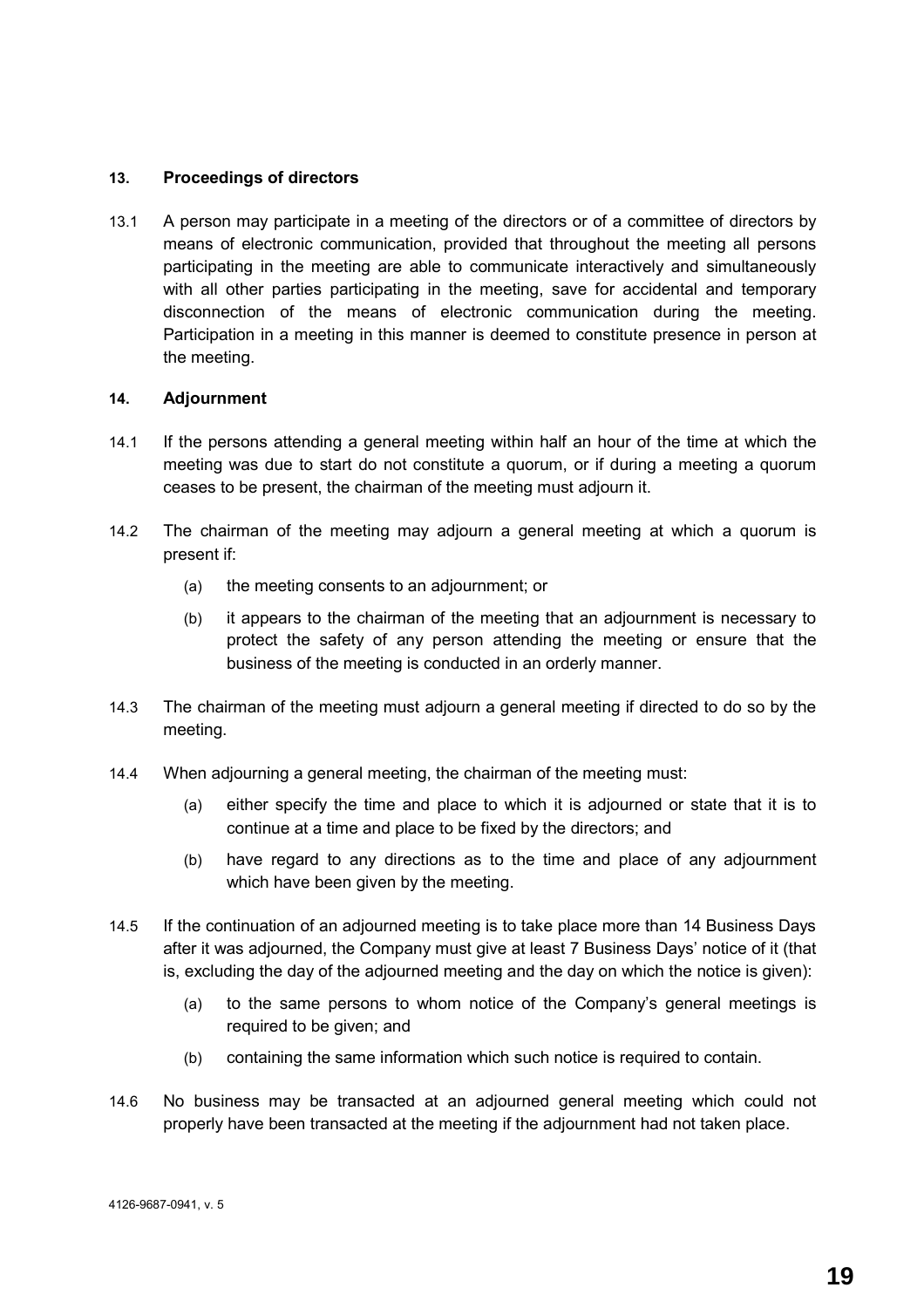## 13. Proceedings of directors

13.1 A person may participate in a meeting of the directors or of a committee of directors by means of electronic communication, provided that throughout the meeting all persons participating in the meeting are able to communicate interactively and simultaneously with all other parties participating in the meeting, save for accidental and temporary disconnection of the means of electronic communication during the meeting. Participation in a meeting in this manner is deemed to constitute presence in person at the meeting.

## 14. Adjournment

14.1 If the persons attending a general meeting within half an hour of the time at which the meeting was due to start do not constitute a quorum, or if during a meeting a quorum ceases to be present, the chairman of the meeting must adjourn it.

14.2 The chairman of the meeting may adjourn a general meeting at which a quorum is present if:

(a) the meeting consents to an adjournment; or

(b) it appears to the chairman of the meeting that an adjournment is necessary to protect the safety of any person attending the meeting or ensure that the business of the meeting is conducted in an orderly manner.

14.3 The chairman of the meeting must adjourn a general meeting if directed to do so by the meeting.

14.4 When adjourning a general meeting, the chairman of the meeting must:

(a) either specify the time and place to which it is adjourned or state that it is to continue at a time and place to be fixed by the directors; and

(b) have regard to any directions as to the time and place of any adjournment which have been given by the meeting.

14.5 If the continuation of an adjourned meeting is to take place more than 14 Business Days after it was adjourned, the Company must give at least 7 Business Days' notice of it (that is, excluding the day of the adjourned meeting and the day on which the notice is given):

(a) to the same persons to whom notice of the Company's general meetings is required to be given; and

(b) containing the same information which such notice is required to contain.

14.6 No business may be transacted at an adjourned general meeting which could not properly have been transacted at the meeting if the adjournment had not taken place.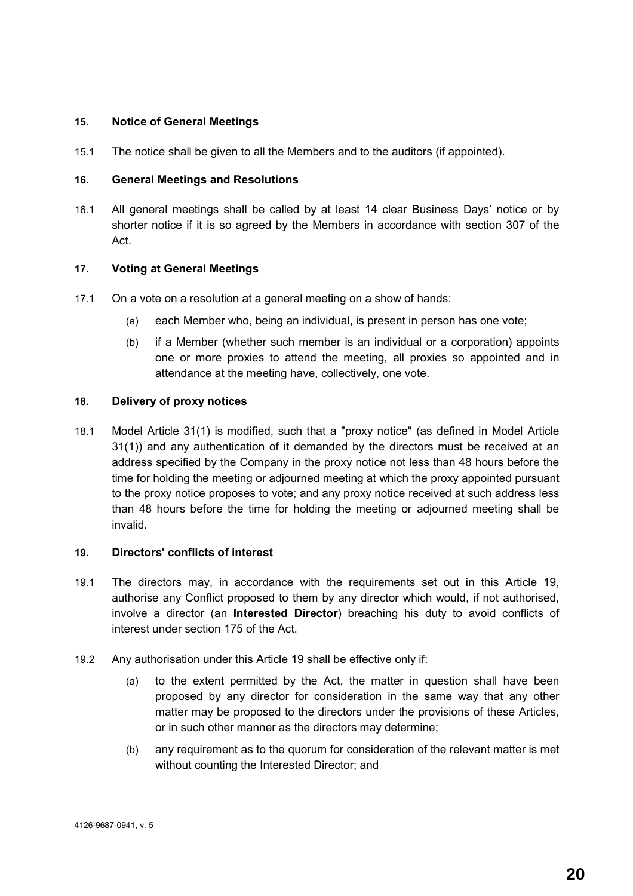## 15. Notice of General Meetings

15.1 The notice shall be given to all the Members and to the auditors (if appointed).

## 16. General Meetings and Resolutions

16.1 All general meetings shall be called by at least 14 clear Business Days' notice or by shorter notice if it is so agreed by the Members in accordance with section 307 of the Act.

## 17. Voting at General Meetings

17.1 On a vote on a resolution at a general meeting on a show of hands:

(a) each Member who, being an individual, is present in person has one vote;

(b) if a Member (whether such member is an individual or a corporation) appoints one or more proxies to attend the meeting, all proxies so appointed and in attendance at the meeting have, collectively, one vote.

## 18. Delivery of proxy notices

18.1 Model Article 31(1) is modified, such that a "proxy notice" (as defined in Model Article 31(1)) and any authentication of it demanded by the directors must be received at an address specified by the Company in the proxy notice not less than 48 hours before the time for holding the meeting or adjourned meeting at which the proxy appointed pursuant to the proxy notice proposes to vote; and any proxy notice received at such address less than 48 hours before the time for holding the meeting or adjourned meeting shall be invalid.

## 19. Directors' conflicts of interest

19.1 The directors may, in accordance with the requirements set out in this Article 19, authorise any Conflict proposed to them by any director which would, if not authorised, involve a director (an **Interested Director**) breaching his duty to avoid conflicts of interest under section 175 of the Act.

19.2 Any authorisation under this Article 19 shall be effective only if:

(a) to the extent permitted by the Act, the matter in question shall have been proposed by any director for consideration in the same way that any other matter may be proposed to the directors under the provisions of these Articles, or in such other manner as the directors may determine;

(b) any requirement as to the quorum for consideration of the relevant matter is met without counting the Interested Director; and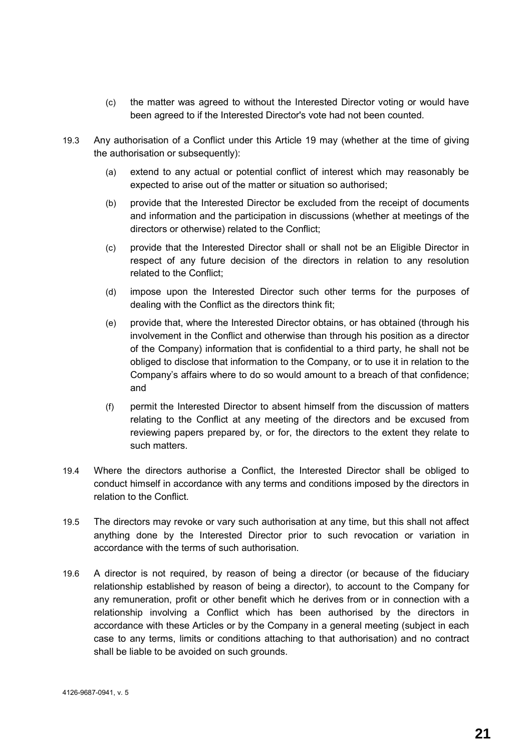(c) the matter was agreed to without the Interested Director voting or would have been agreed to if the Interested Director's vote had not been counted.

19.3 Any authorisation of a Conflict under this Article 19 may (whether at the time of giving the authorisation or subsequently):

(a) extend to any actual or potential conflict of interest which may reasonably be expected to arise out of the matter or situation so authorised;

(b) provide that the Interested Director be excluded from the receipt of documents and information and the participation in discussions (whether at meetings of the directors or otherwise) related to the Conflict;

(c) provide that the Interested Director shall or shall not be an Eligible Director in respect of any future decision of the directors in relation to any resolution related to the Conflict;

(d) impose upon the Interested Director such other terms for the purposes of dealing with the Conflict as the directors think fit;

(e) provide that, where the Interested Director obtains, or has obtained (through his involvement in the Conflict and otherwise than through his position as a director of the Company) information that is confidential to a third party, he shall not be obliged to disclose that information to the Company, or to use it in relation to the Company's affairs where to do so would amount to a breach of that confidence; and

(f) permit the Interested Director to absent himself from the discussion of matters relating to the Conflict at any meeting of the directors and be excused from reviewing papers prepared by, or for, the directors to the extent they relate to such matters.

19.4 Where the directors authorise a Conflict, the Interested Director shall be obliged to conduct himself in accordance with any terms and conditions imposed by the directors in relation to the Conflict.

19.5 The directors may revoke or vary such authorisation at any time, but this shall not affect anything done by the Interested Director prior to such revocation or variation in accordance with the terms of such authorisation.

19.6 A director is not required, by reason of being a director (or because of the fiduciary relationship established by reason of being a director), to account to the Company for any remuneration, profit or other benefit which he derives from or in connection with a relationship involving a Conflict which has been authorised by the directors in accordance with these Articles or by the Company in a general meeting (subject in each case to any terms, limits or conditions attaching to that authorisation) and no contract shall be liable to be avoided on such grounds.

4126-9687-0941, v. 5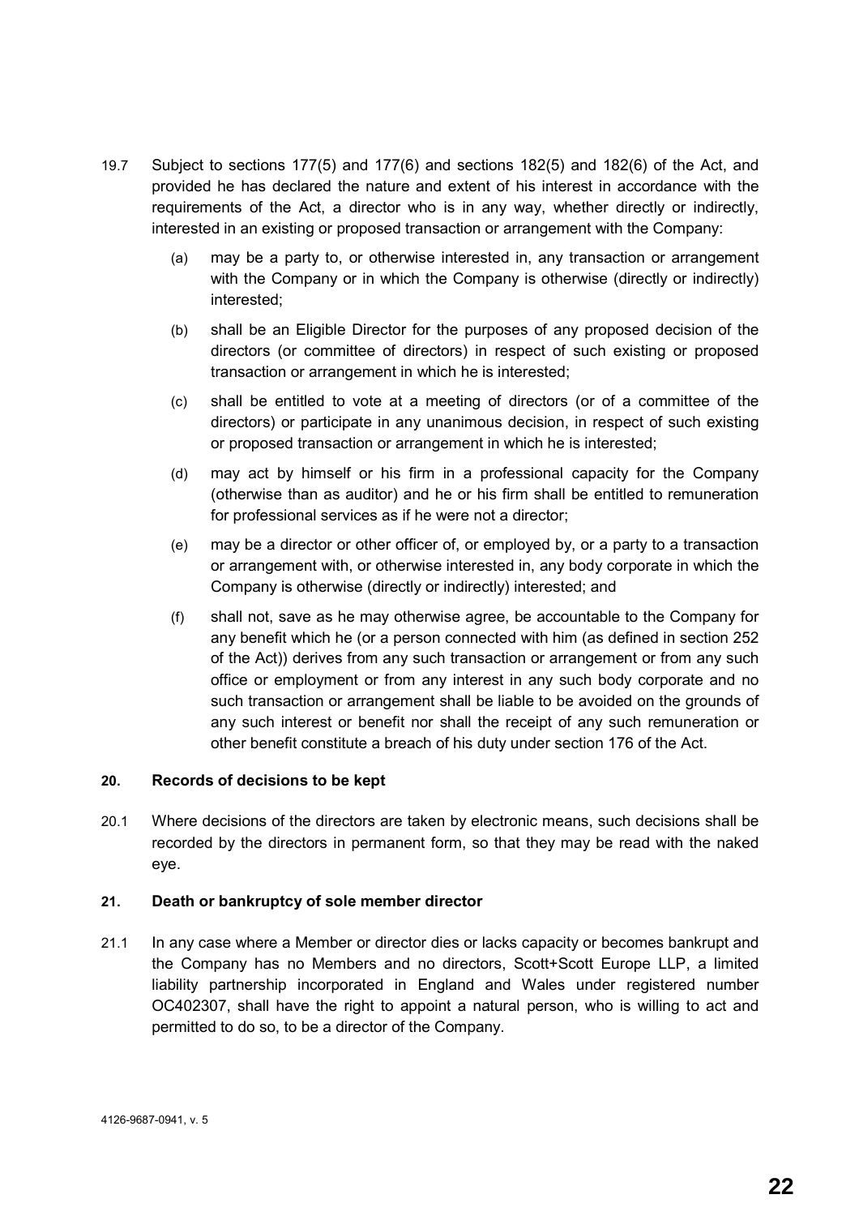19.7 Subject to sections 177(5) and 177(6) and sections 182(5) and 182(6) of the Act, and provided he has declared the nature and extent of his interest in accordance with the requirements of the Act, a director who is in any way, whether directly or indirectly, interested in an existing or proposed transaction or arrangement with the Company:

(a) may be a party to, or otherwise interested in, any transaction or arrangement with the Company or in which the Company is otherwise (directly or indirectly) interested;

(b) shall be an Eligible Director for the purposes of any proposed decision of the directors (or committee of directors) in respect of such existing or proposed transaction or arrangement in which he is interested;

(c) shall be entitled to vote at a meeting of directors (or of a committee of the directors) or participate in any unanimous decision, in respect of such existing or proposed transaction or arrangement in which he is interested;

(d) may act by himself or his firm in a professional capacity for the Company (otherwise than as auditor) and he or his firm shall be entitled to remuneration for professional services as if he were not a director;

(e) may be a director or other officer of, or employed by, or a party to a transaction or arrangement with, or otherwise interested in, any body corporate in which the Company is otherwise (directly or indirectly) interested; and

(f) shall not, save as he may otherwise agree, be accountable to the Company for any benefit which he (or a person connected with him (as defined in section 252 of the Act)) derives from any such transaction or arrangement or from any such office or employment or from any interest in any such body corporate and no such transaction or arrangement shall be liable to be avoided on the grounds of any such interest or benefit nor shall the receipt of any such remuneration or other benefit constitute a breach of his duty under section 176 of the Act.

**20. Records of decisions to be kept**

20.1 Where decisions of the directors are taken by electronic means, such decisions shall be recorded by the directors in permanent form, so that they may be read with the naked eye.

**21. Death or bankruptcy of sole member director**

21.1 In any case where a Member or director dies or lacks capacity or becomes bankrupt and the Company has no Members and no directors, Scott+Scott Europe LLP, a limited liability partnership incorporated in England and Wales under registered number OC402307, shall have the right to appoint a natural person, who is willing to act and permitted to do so, to be a director of the Company.

4126-9687-0941, v. 5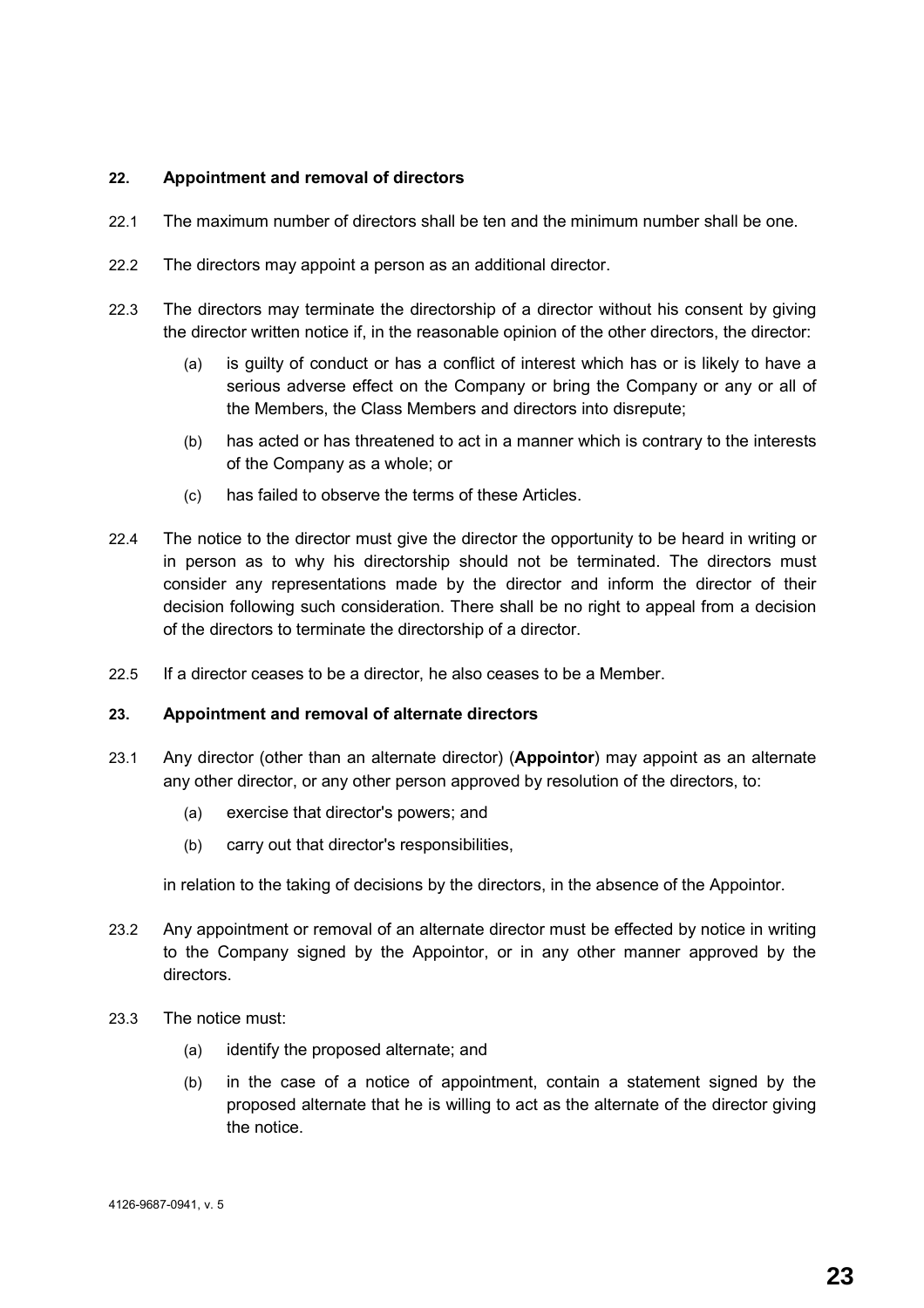**22. Appointment and removal of directors**

22.1 The maximum number of directors shall be ten and the minimum number shall be one.

22.2 The directors may appoint a person as an additional director.

22.3 The directors may terminate the directorship of a director without his consent by giving the director written notice if, in the reasonable opinion of the other directors, the director:

(a) is guilty of conduct or has a conflict of interest which has or is likely to have a serious adverse effect on the Company or bring the Company or any or all of the Members, the Class Members and directors into disrepute;

(b) has acted or has threatened to act in a manner which is contrary to the interests of the Company as a whole; or

(c) has failed to observe the terms of these Articles.

22.4 The notice to the director must give the director the opportunity to be heard in writing or in person as to why his directorship should not be terminated. The directors must consider any representations made by the director and inform the director of their decision following such consideration. There shall be no right to appeal from a decision of the directors to terminate the directorship of a director.

22.5 If a director ceases to be a director, he also ceases to be a Member.

**23. Appointment and removal of alternate directors**

23.1 Any director (other than an alternate director) (**Appointor**) may appoint as an alternate any other director, or any other person approved by resolution of the directors, to:

(a) exercise that director's powers; and

(b) carry out that director's responsibilities,

in relation to the taking of decisions by the directors, in the absence of the Appointor.

23.2 Any appointment or removal of an alternate director must be effected by notice in writing to the Company signed by the Appointor, or in any other manner approved by the directors.

23.3 The notice must:

(a) identify the proposed alternate; and

(b) in the case of a notice of appointment, contain a statement signed by the proposed alternate that he is willing to act as the alternate of the director giving the notice.

4126-9687-0941, v. 5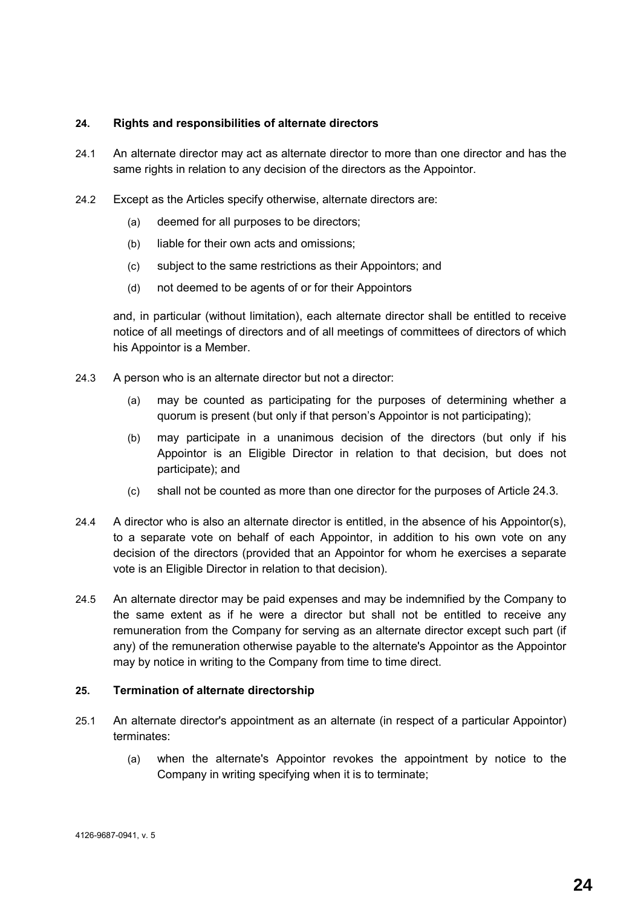### 24. Rights and responsibilities of alternate directors

24.1 An alternate director may act as alternate director to more than one director and has the same rights in relation to any decision of the directors as the Appointor.

24.2 Except as the Articles specify otherwise, alternate directors are:

(a) deemed for all purposes to be directors;

(b) liable for their own acts and omissions;

(c) subject to the same restrictions as their Appointors; and

(d) not deemed to be agents of or for their Appointors

and, in particular (without limitation), each alternate director shall be entitled to receive notice of all meetings of directors and of all meetings of committees of directors of which his Appointor is a Member.

24.3 A person who is an alternate director but not a director:

(a) may be counted as participating for the purposes of determining whether a quorum is present (but only if that person's Appointor is not participating);

(b) may participate in a unanimous decision of the directors (but only if his Appointor is an Eligible Director in relation to that decision, but does not participate); and

(c) shall not be counted as more than one director for the purposes of Article 24.3.

24.4 A director who is also an alternate director is entitled, in the absence of his Appointor(s), to a separate vote on behalf of each Appointor, in addition to his own vote on any decision of the directors (provided that an Appointor for whom he exercises a separate vote is an Eligible Director in relation to that decision).

24.5 An alternate director may be paid expenses and may be indemnified by the Company to the same extent as if he were a director but shall not be entitled to receive any remuneration from the Company for serving as an alternate director except such part (if any) of the remuneration otherwise payable to the alternate's Appointor as the Appointor may by notice in writing to the Company from time to time direct.

### 25. Termination of alternate directorship

25.1 An alternate director's appointment as an alternate (in respect of a particular Appointor) terminates:

(a) when the alternate's Appointor revokes the appointment by notice to the Company in writing specifying when it is to terminate;

4126-9687-0941, v. 5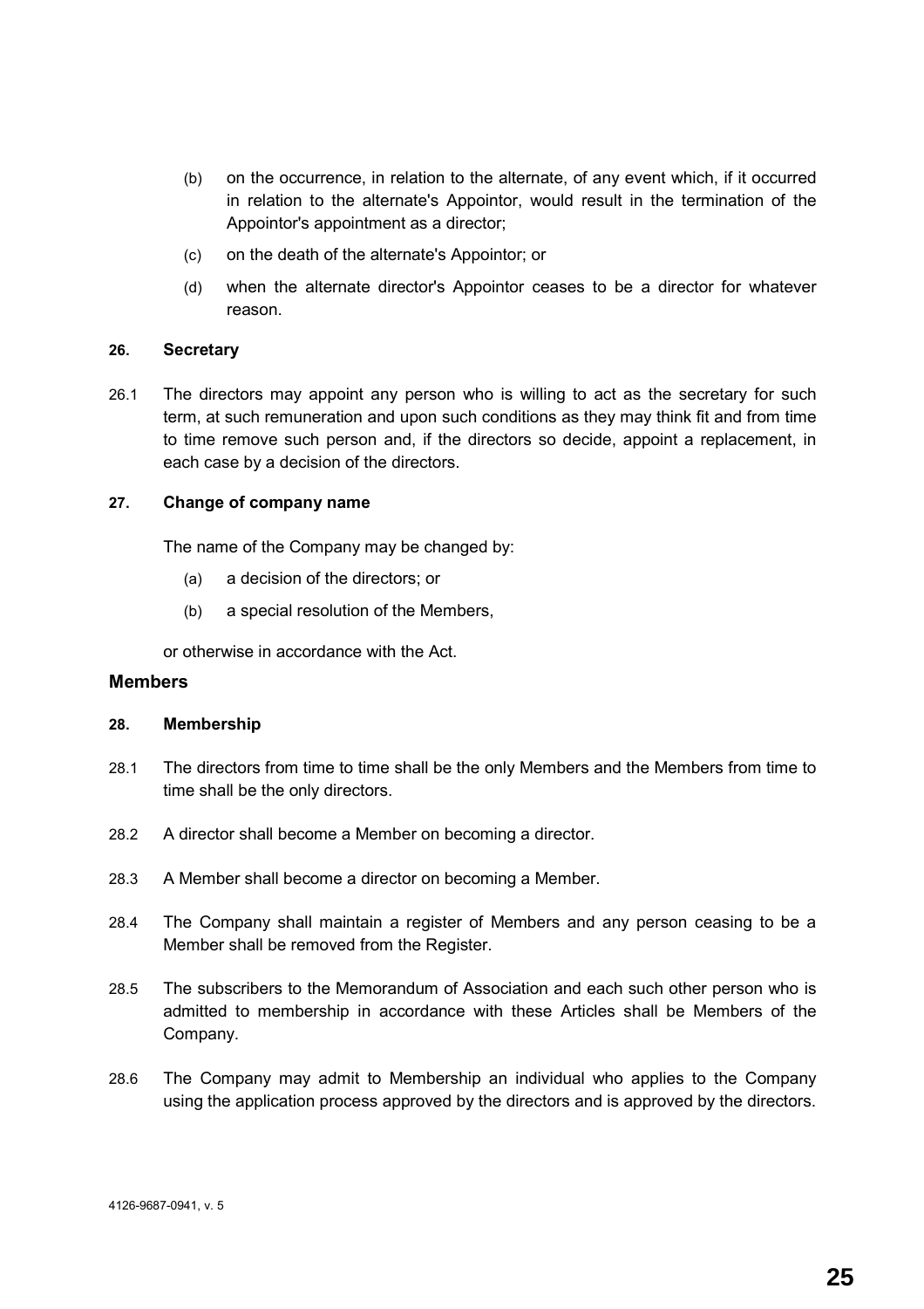(b) on the occurrence, in relation to the alternate, of any event which, if it occurred in relation to the alternate's Appointor, would result in the termination of the Appointor's appointment as a director;

(c) on the death of the alternate's Appointor; or

(d) when the alternate director's Appointor ceases to be a director for whatever reason.

**26. Secretary**

26.1 The directors may appoint any person who is willing to act as the secretary for such term, at such remuneration and upon such conditions as they may think fit and from time to time remove such person and, if the directors so decide, appoint a replacement, in each case by a decision of the directors.

**27. Change of company name**

The name of the Company may be changed by:

(a) a decision of the directors; or

(b) a special resolution of the Members,

or otherwise in accordance with the Act.

## Members

**28. Membership**

28.1 The directors from time to time shall be the only Members and the Members from time to time shall be the only directors.

28.2 A director shall become a Member on becoming a director.

28.3 A Member shall become a director on becoming a Member.

28.4 The Company shall maintain a register of Members and any person ceasing to be a Member shall be removed from the Register.

28.5 The subscribers to the Memorandum of Association and each such other person who is admitted to membership in accordance with these Articles shall be Members of the Company.

28.6 The Company may admit to Membership an individual who applies to the Company using the application process approved by the directors and is approved by the directors.

4126-9687-0941, v. 5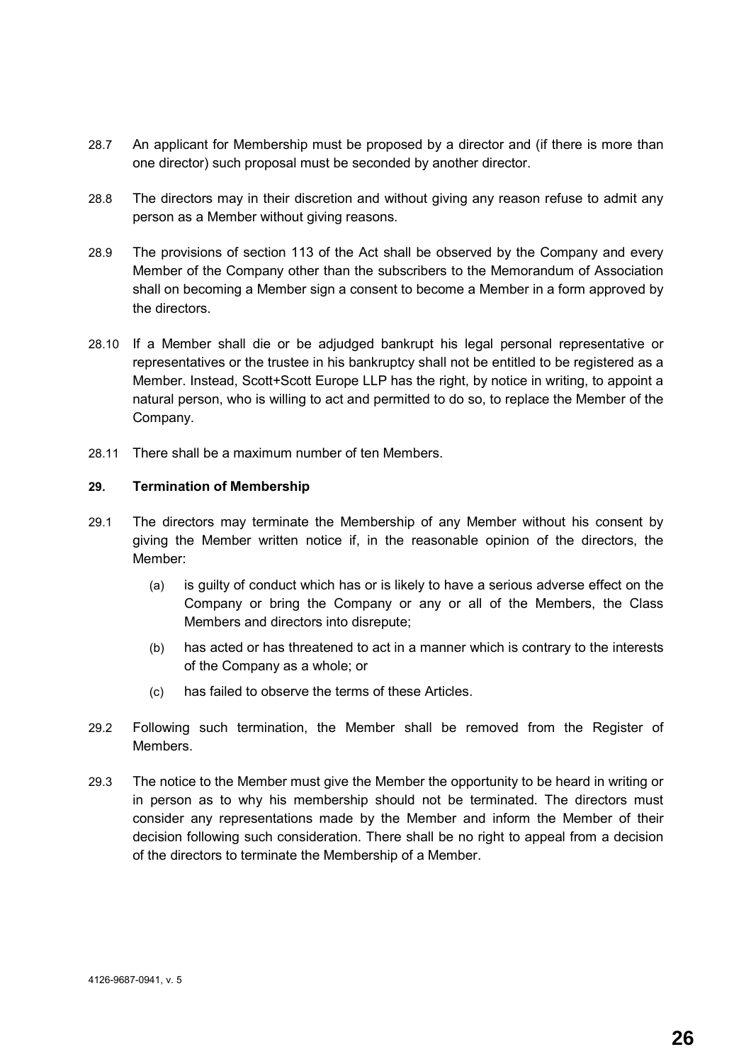28.7 An applicant for Membership must be proposed by a director and (if there is more than one director) such proposal must be seconded by another director.

28.8 The directors may in their discretion and without giving any reason refuse to admit any person as a Member without giving reasons.

28.9 The provisions of section 113 of the Act shall be observed by the Company and every Member of the Company other than the subscribers to the Memorandum of Association shall on becoming a Member sign a consent to become a Member in a form approved by the directors.

28.10 If a Member shall die or be adjudged bankrupt his legal personal representative or representatives or the trustee in his bankruptcy shall not be entitled to be registered as a Member. Instead, Scott+Scott Europe LLP has the right, by notice in writing, to appoint a natural person, who is willing to act and permitted to do so, to replace the Member of the Company.

28.11 There shall be a maximum number of ten Members.

**29. Termination of Membership**

29.1 The directors may terminate the Membership of any Member without his consent by giving the Member written notice if, in the reasonable opinion of the directors, the Member:

(a) is guilty of conduct which has or is likely to have a serious adverse effect on the Company or bring the Company or any or all of the Members, the Class Members and directors into disrepute;

(b) has acted or has threatened to act in a manner which is contrary to the interests of the Company as a whole; or

(c) has failed to observe the terms of these Articles.

29.2 Following such termination, the Member shall be removed from the Register of Members.

29.3 The notice to the Member must give the Member the opportunity to be heard in writing or in person as to why his membership should not be terminated. The directors must consider any representations made by the Member and inform the Member of their decision following such consideration. There shall be no right to appeal from a decision of the directors to terminate the Membership of a Member.

4126-9687-0941, v. 5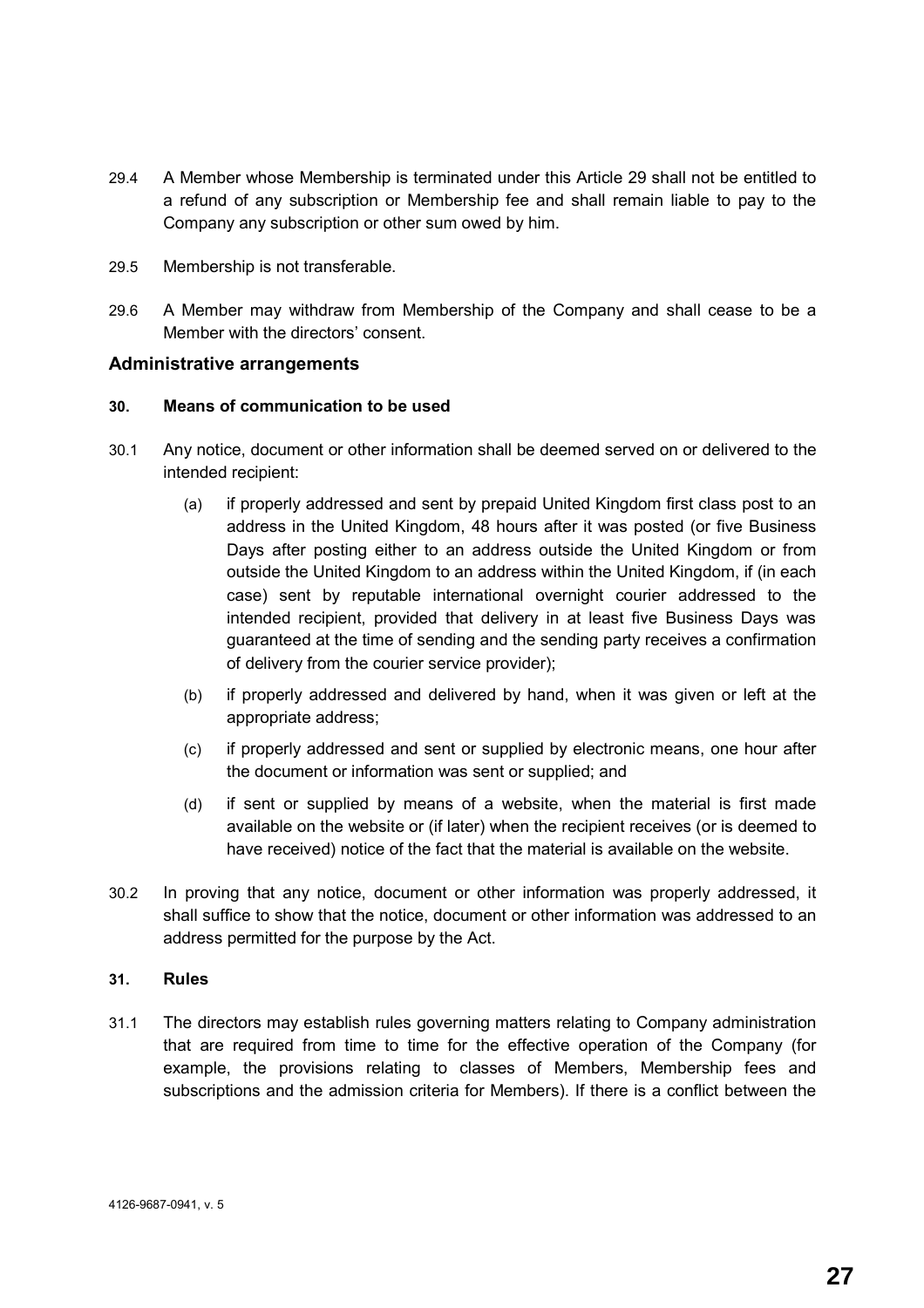29.4 A Member whose Membership is terminated under this Article 29 shall not be entitled to a refund of any subscription or Membership fee and shall remain liable to pay to the Company any subscription or other sum owed by him.

29.5 Membership is not transferable.

29.6 A Member may withdraw from Membership of the Company and shall cease to be a Member with the directors' consent.

### Administrative arrangements

#### 30. Means of communication to be used

30.1 Any notice, document or other information shall be deemed served on or delivered to the intended recipient:

(a) if properly addressed and sent by prepaid United Kingdom first class post to an address in the United Kingdom, 48 hours after it was posted (or five Business Days after posting either to an address outside the United Kingdom or from outside the United Kingdom to an address within the United Kingdom, if (in each case) sent by reputable international overnight courier addressed to the intended recipient, provided that delivery in at least five Business Days was guaranteed at the time of sending and the sending party receives a confirmation of delivery from the courier service provider);

(b) if properly addressed and delivered by hand, when it was given or left at the appropriate address;

(c) if properly addressed and sent or supplied by electronic means, one hour after the document or information was sent or supplied; and

(d) if sent or supplied by means of a website, when the material is first made available on the website or (if later) when the recipient receives (or is deemed to have received) notice of the fact that the material is available on the website.

30.2 In proving that any notice, document or other information was properly addressed, it shall suffice to show that the notice, document or other information was addressed to an address permitted for the purpose by the Act.

#### 31. Rules

31.1 The directors may establish rules governing matters relating to Company administration that are required from time to time for the effective operation of the Company (for example, the provisions relating to classes of Members, Membership fees and subscriptions and the admission criteria for Members). If there is a conflict between the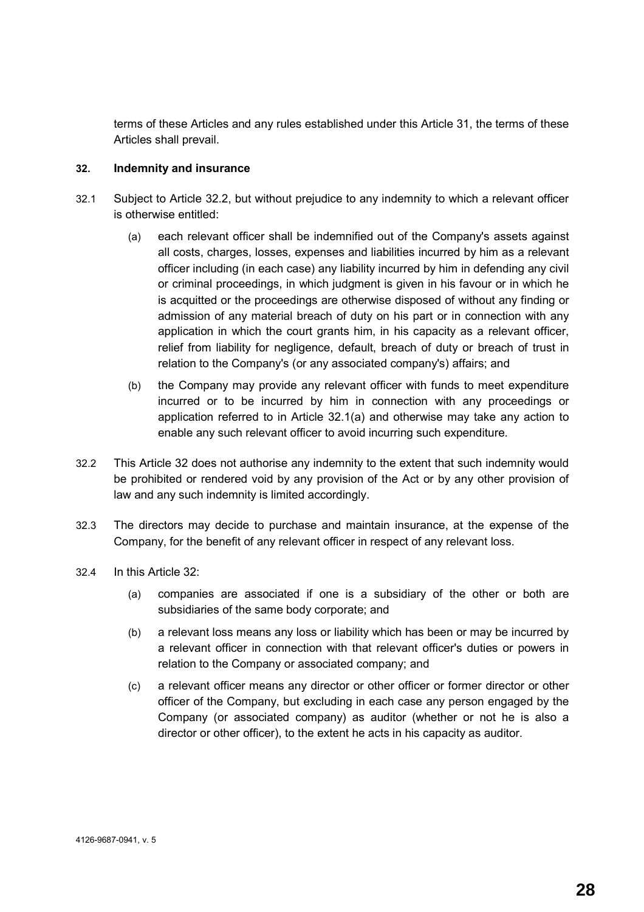terms of these Articles and any rules established under this Article 31, the terms of these Articles shall prevail.

## 32. Indemnity and insurance

32.1 Subject to Article 32.2, but without prejudice to any indemnity to which a relevant officer is otherwise entitled:

(a) each relevant officer shall be indemnified out of the Company's assets against all costs, charges, losses, expenses and liabilities incurred by him as a relevant officer including (in each case) any liability incurred by him in defending any civil or criminal proceedings, in which judgment is given in his favour or in which he is acquitted or the proceedings are otherwise disposed of without any finding or admission of any material breach of duty on his part or in connection with any application in which the court grants him, in his capacity as a relevant officer, relief from liability for negligence, default, breach of duty or breach of trust in relation to the Company's (or any associated company's) affairs; and

(b) the Company may provide any relevant officer with funds to meet expenditure incurred or to be incurred by him in connection with any proceedings or application referred to in Article 32.1(a) and otherwise may take any action to enable any such relevant officer to avoid incurring such expenditure.

32.2 This Article 32 does not authorise any indemnity to the extent that such indemnity would be prohibited or rendered void by any provision of the Act or by any other provision of law and any such indemnity is limited accordingly.

32.3 The directors may decide to purchase and maintain insurance, at the expense of the Company, for the benefit of any relevant officer in respect of any relevant loss.

32.4 In this Article 32:

(a) companies are associated if one is a subsidiary of the other or both are subsidiaries of the same body corporate; and

(b) a relevant loss means any loss or liability which has been or may be incurred by a relevant officer in connection with that relevant officer's duties or powers in relation to the Company or associated company; and

(c) a relevant officer means any director or other officer or former director or other officer of the Company, but excluding in each case any person engaged by the Company (or associated company) as auditor (whether or not he is also a director or other officer), to the extent he acts in his capacity as auditor.

4126-9687-0941, v. 5